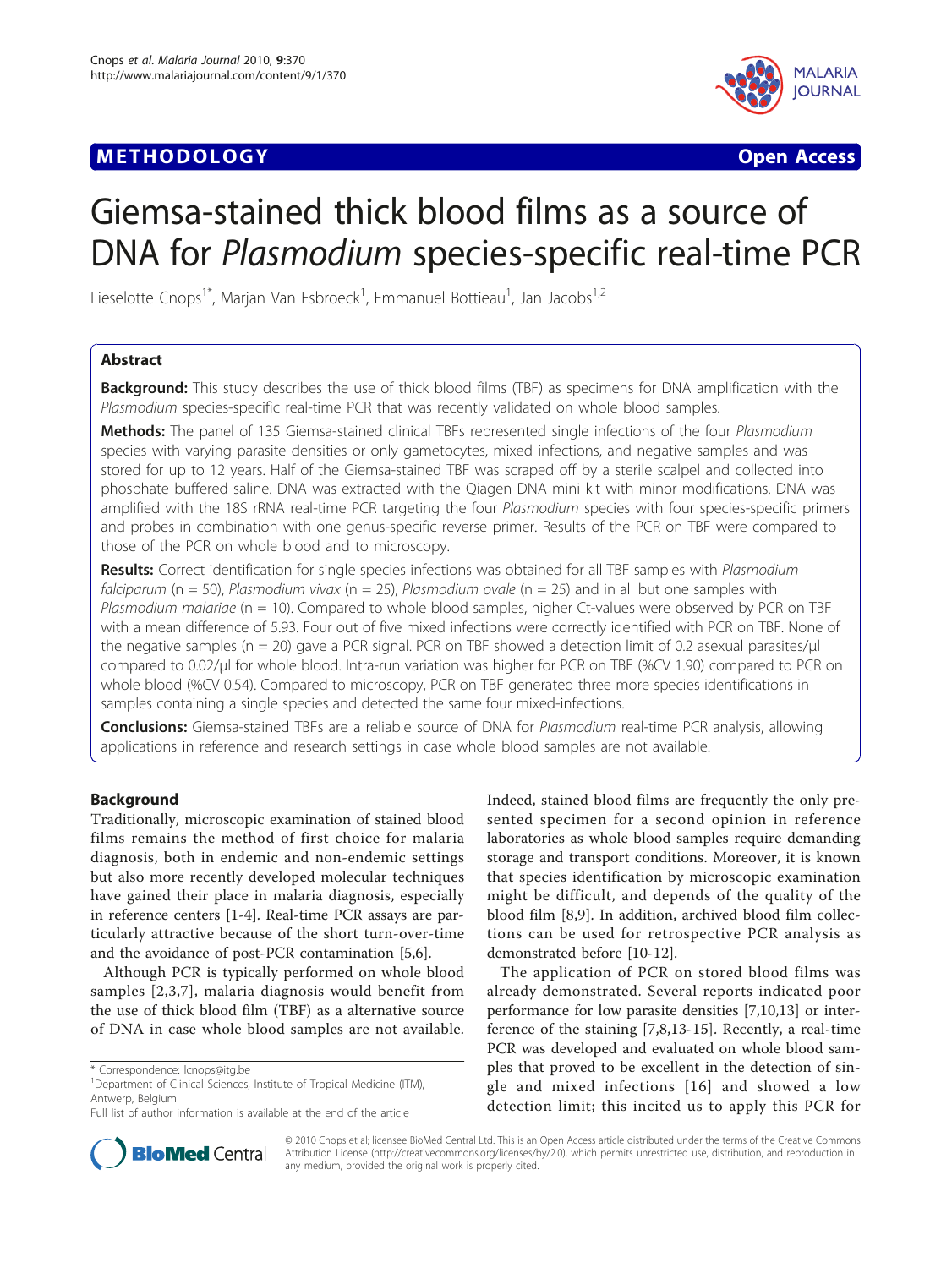METHODOLOGY Open Access

# Giemsa-stained thick blood films as a source of DNA for *Plasmodium* species-specific real-time PCR

Lieselotte Cnops[1*], Marjan Van Esbroeck[1], Emmanuel Bottieau[1], Jan Jacobs[1,2]

## Abstract

**Background:** This study describes the use of thick blood films (TBF) as specimens for DNA amplification with the *Plasmodium* species-specific real-time PCR that was recently validated on whole blood samples.

**Methods:** The panel of 135 Giemsa-stained clinical TBFs represented single infections of the four *Plasmodium* species with varying parasite densities or only gametocytes, mixed infections, and negative samples and was stored for up to 12 years. Half of the Giemsa-stained TBF was scraped off by a sterile scalpel and collected into phosphate buffered saline. DNA was extracted with the Qiagen DNA mini kit with minor modifications. DNA was amplified with the 18S rRNA real-time PCR targeting the four *Plasmodium* species with four species-specific primers and probes in combination with one genus-specific reverse primer. Results of the PCR on TBF were compared to those of the PCR on whole blood and to microscopy.

**Results:** Correct identification for single species infections was obtained for all TBF samples with *Plasmodium falciparum* (n = 50), *Plasmodium vivax* (n = 25), *Plasmodium ovale* (n = 25) and in all but one samples with *Plasmodium malariae* (n = 10). Compared to whole blood samples, higher Ct-values were observed by PCR on TBF with a mean difference of 5.93. Four out of five mixed infections were correctly identified with PCR on TBF. None of the negative samples (n = 20) gave a PCR signal. PCR on TBF showed a detection limit of 0.2 asexual parasites/μl compared to 0.02/μl for whole blood. Intra-run variation was higher for PCR on TBF (%CV 1.90) compared to PCR on whole blood (%CV 0.54). Compared to microscopy, PCR on TBF generated three more species identifications in samples containing a single species and detected the same four mixed-infections.

**Conclusions:** Giemsa-stained TBFs are a reliable source of DNA for *Plasmodium* real-time PCR analysis, allowing applications in reference and research settings in case whole blood samples are not available.

## Background

Traditionally, microscopic examination of stained blood films remains the method of first choice for malaria diagnosis, both in endemic and non-endemic settings but also more recently developed molecular techniques have gained their place in malaria diagnosis, especially in reference centers [1-4]. Real-time PCR assays are particularly attractive because of the short turn-over-time and the avoidance of post-PCR contamination [5,6].

Although PCR is typically performed on whole blood samples [2,3,7], malaria diagnosis would benefit from the use of thick blood film (TBF) as a alternative source of DNA in case whole blood samples are not available. Indeed, stained blood films are frequently the only presented specimen for a second opinion in reference laboratories as whole blood samples require demanding storage and transport conditions. Moreover, it is known that species identification by microscopic examination might be difficult, and depends of the quality of the blood film [8,9]. In addition, archived blood film collections can be used for retrospective PCR analysis as demonstrated before [10-12].

The application of PCR on stored blood films was already demonstrated. Several reports indicated poor performance for low parasite densities [7,10,13] or interference of the staining [7,8,13-15]. Recently, a real-time PCR was developed and evaluated on whole blood samples that proved to be excellent in the detection of single and mixed infections [16] and showed a low detection limit; this incited us to apply this PCR for

\* Correspondence: lcnops@itg.be
[1]Department of Clinical Sciences, Institute of Tropical Medicine (ITM), Antwerp, Belgium
Full list of author information is available at the end of the article

© 2010 Cnops et al; licensee BioMed Central Ltd. This is an Open Access article distributed under the terms of the Creative Commons Attribution License (http://creativecommons.org/licenses/by/2.0), which permits unrestricted use, distribution, and reproduction in any medium, provided the original work is properly cited.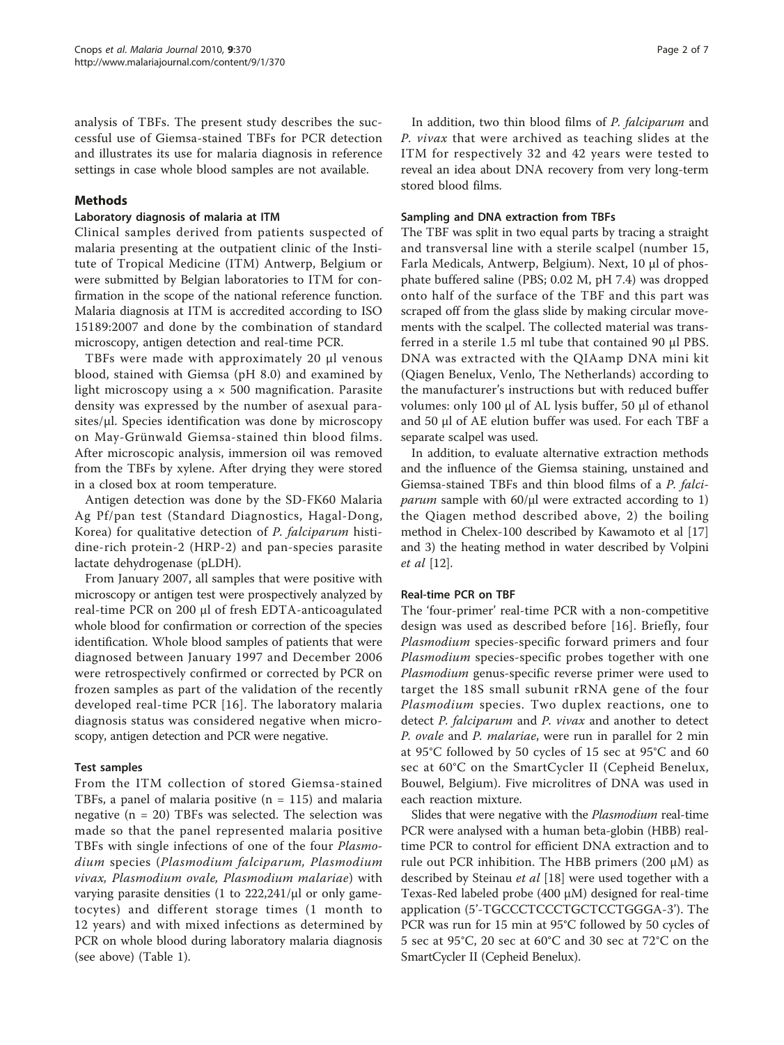analysis of TBFs. The present study describes the successful use of Giemsa-stained TBFs for PCR detection and illustrates its use for malaria diagnosis in reference settings in case whole blood samples are not available.

## Methods

### Laboratory diagnosis of malaria at ITM

Clinical samples derived from patients suspected of malaria presenting at the outpatient clinic of the Institute of Tropical Medicine (ITM) Antwerp, Belgium or were submitted by Belgian laboratories to ITM for confirmation in the scope of the national reference function. Malaria diagnosis at ITM is accredited according to ISO 15189:2007 and done by the combination of standard microscopy, antigen detection and real-time PCR.

TBFs were made with approximately 20 μl venous blood, stained with Giemsa (pH 8.0) and examined by light microscopy using a × 500 magnification. Parasite density was expressed by the number of asexual parasites/μl. Species identification was done by microscopy on May-Grünwald Giemsa-stained thin blood films. After microscopic analysis, immersion oil was removed from the TBFs by xylene. After drying they were stored in a closed box at room temperature.

Antigen detection was done by the SD-FK60 Malaria Ag Pf/pan test (Standard Diagnostics, Hagal-Dong, Korea) for qualitative detection of *P. falciparum* histidine-rich protein-2 (HRP-2) and pan-species parasite lactate dehydrogenase (pLDH).

From January 2007, all samples that were positive with microscopy or antigen test were prospectively analyzed by real-time PCR on 200 μl of fresh EDTA-anticoagulated whole blood for confirmation or correction of the species identification. Whole blood samples of patients that were diagnosed between January 1997 and December 2006 were retrospectively confirmed or corrected by PCR on frozen samples as part of the validation of the recently developed real-time PCR [16]. The laboratory malaria diagnosis status was considered negative when microscopy, antigen detection and PCR were negative.

### Test samples

From the ITM collection of stored Giemsa-stained TBFs, a panel of malaria positive (n = 115) and malaria negative (n = 20) TBFs was selected. The selection was made so that the panel represented malaria positive TBFs with single infections of one of the four *Plasmodium* species (*Plasmodium falciparum, Plasmodium vivax, Plasmodium ovale, Plasmodium malariae*) with varying parasite densities (1 to 222,241/μl or only gametocytes) and different storage times (1 month to 12 years) and with mixed infections as determined by PCR on whole blood during laboratory malaria diagnosis (see above) (Table 1).

In addition, two thin blood films of *P. falciparum* and *P. vivax* that were archived as teaching slides at the ITM for respectively 32 and 42 years were tested to reveal an idea about DNA recovery from very long-term stored blood films.

### Sampling and DNA extraction from TBFs

The TBF was split in two equal parts by tracing a straight and transversal line with a sterile scalpel (number 15, Farla Medicals, Antwerp, Belgium). Next, 10 μl of phosphate buffered saline (PBS; 0.02 M, pH 7.4) was dropped onto half of the surface of the TBF and this part was scraped off from the glass slide by making circular movements with the scalpel. The collected material was transferred in a sterile 1.5 ml tube that contained 90 μl PBS. DNA was extracted with the QIAamp DNA mini kit (Qiagen Benelux, Venlo, The Netherlands) according to the manufacturer's instructions but with reduced buffer volumes: only 100 μl of AL lysis buffer, 50 μl of ethanol and 50 μl of AE elution buffer was used. For each TBF a separate scalpel was used.

In addition, to evaluate alternative extraction methods and the influence of the Giemsa staining, unstained and Giemsa-stained TBFs and thin blood films of a *P. falciparum* sample with 60/μl were extracted according to 1) the Qiagen method described above, 2) the boiling method in Chelex-100 described by Kawamoto et al [17] and 3) the heating method in water described by Volpini *et al* [12].

### Real-time PCR on TBF

The 'four-primer' real-time PCR with a non-competitive design was used as described before [16]. Briefly, four *Plasmodium* species-specific forward primers and four *Plasmodium* species-specific probes together with one *Plasmodium* genus-specific reverse primer were used to target the 18S small subunit rRNA gene of the four *Plasmodium* species. Two duplex reactions, one to detect *P. falciparum* and *P. vivax* and another to detect *P. ovale* and *P. malariae*, were run in parallel for 2 min at 95°C followed by 50 cycles of 15 sec at 95°C and 60 sec at 60°C on the SmartCycler II (Cepheid Benelux, Bouwel, Belgium). Five microlitres of DNA was used in each reaction mixture.

Slides that were negative with the *Plasmodium* real-time PCR were analysed with a human beta-globin (HBB) real-time PCR to control for efficient DNA extraction and to rule out PCR inhibition. The HBB primers (200 μM) as described by Steinau *et al* [18] were used together with a Texas-Red labeled probe (400 μM) designed for real-time application (5'-TGCCCTCCCTGCTCCTGGGA-3'). The PCR was run for 15 min at 95°C followed by 50 cycles of 5 sec at 95°C, 20 sec at 60°C and 30 sec at 72°C on the SmartCycler II (Cepheid Benelux).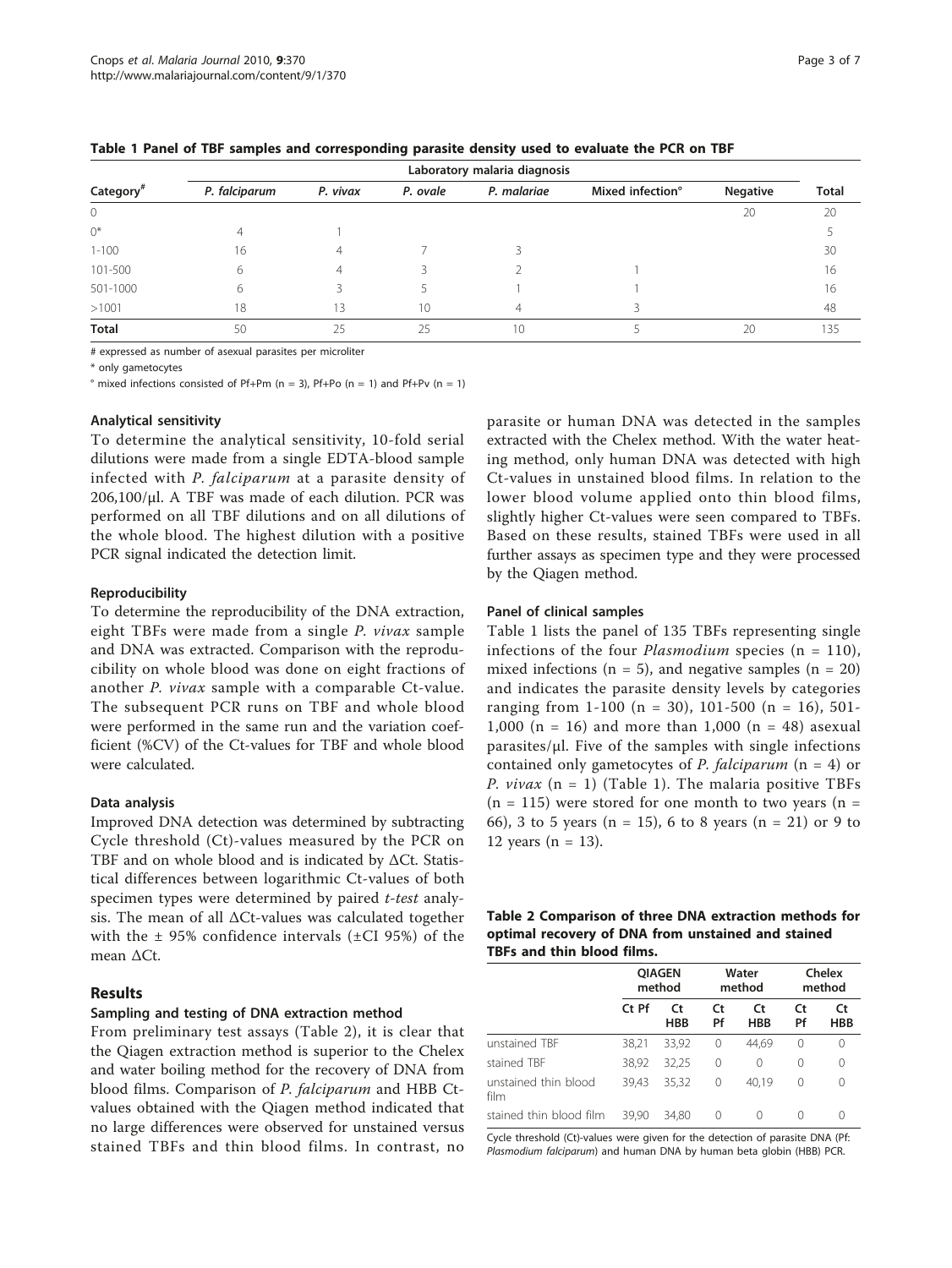**Table 1 Panel of TBF samples and corresponding parasite density used to evaluate the PCR on TBF**

| Category# | Laboratory malaria diagnosis | | | | | | Total |
|---|---|---|---|---|---|---|---|
| | *P. falciparum* | *P. vivax* | *P. ovale* | *P. malariae* | Mixed infection° | Negative | |
| 0 | | | | | | 20 | 20 |
| 0* | 4 | 1 | | | | | 5 |
| 1-100 | 16 | 4 | 7 | 3 | | | 30 |
| 101-500 | 6 | 4 | 3 | 2 | 1 | | 16 |
| 501-1000 | 6 | 3 | 5 | 1 | 1 | | 16 |
| >1001 | 18 | 13 | 10 | 4 | 3 | | 48 |
| **Total** | 50 | 25 | 25 | 10 | 5 | 20 | 135 |

# expressed as number of asexual parasites per microliter

* only gametocytes

° mixed infections consisted of Pf+Pm (n = 3), Pf+Po (n = 1) and Pf+Pv (n = 1)

#### Analytical sensitivity

To determine the analytical sensitivity, 10-fold serial dilutions were made from a single EDTA-blood sample infected with *P. falciparum* at a parasite density of 206,100/µl. A TBF was made of each dilution. PCR was performed on all TBF dilutions and on all dilutions of the whole blood. The highest dilution with a positive PCR signal indicated the detection limit.

#### Reproducibility

To determine the reproducibility of the DNA extraction, eight TBFs were made from a single *P. vivax* sample and DNA was extracted. Comparison with the reproducibility on whole blood was done on eight fractions of another *P. vivax* sample with a comparable Ct-value. The subsequent PCR runs on TBF and whole blood were performed in the same run and the variation coefficient (%CV) of the Ct-values for TBF and whole blood were calculated.

#### Data analysis

Improved DNA detection was determined by subtracting Cycle threshold (Ct)-values measured by the PCR on TBF and on whole blood and is indicated by ΔCt. Statistical differences between logarithmic Ct-values of both specimen types were determined by paired *t-test* analysis. The mean of all ΔCt-values was calculated together with the ± 95% confidence intervals (±CI 95%) of the mean ΔCt.

## Results

#### Sampling and testing of DNA extraction method

From preliminary test assays (Table 2), it is clear that the Qiagen extraction method is superior to the Chelex and water boiling method for the recovery of DNA from blood films. Comparison of *P. falciparum* and HBB Ct-values obtained with the Qiagen method indicated that no large differences were observed for unstained versus stained TBFs and thin blood films. In contrast, no parasite or human DNA was detected in the samples extracted with the Chelex method. With the water heating method, only human DNA was detected with high Ct-values in unstained blood films. In relation to the lower blood volume applied onto thin blood films, slightly higher Ct-values were seen compared to TBFs. Based on these results, stained TBFs were used in all further assays as specimen type and they were processed by the Qiagen method.

#### Panel of clinical samples

Table 1 lists the panel of 135 TBFs representing single infections of the four *Plasmodium* species (n = 110), mixed infections (n = 5), and negative samples (n = 20) and indicates the parasite density levels by categories ranging from 1-100 (n = 30), 101-500 (n = 16), 501-1,000 (n = 16) and more than 1,000 (n = 48) asexual parasites/µl. Five of the samples with single infections contained only gametocytes of *P. falciparum* (n = 4) or *P. vivax* (n = 1) (Table 1). The malaria positive TBFs (n = 115) were stored for one month to two years (n = 66), 3 to 5 years (n = 15), 6 to 8 years (n = 21) or 9 to 12 years (n = 13).

**Table 2 Comparison of three DNA extraction methods for optimal recovery of DNA from unstained and stained TBFs and thin blood films.**

| | QIAGEN method | | Water method | | Chelex method | |
|---|---|---|---|---|---|---|
| | Ct Pf | Ct HBB | Ct Pf | Ct HBB | Ct Pf | Ct HBB |
| unstained TBF | 38,21 | 33,92 | 0 | 44,69 | 0 | 0 |
| stained TBF | 38,92 | 32,25 | 0 | 0 | 0 | 0 |
| unstained thin blood film | 39,43 | 35,32 | 0 | 40,19 | 0 | 0 |
| stained thin blood film | 39,90 | 34,80 | 0 | 0 | 0 | 0 |

Cycle threshold (Ct)-values were given for the detection of parasite DNA (Pf: *Plasmodium falciparum*) and human DNA by human beta globin (HBB) PCR.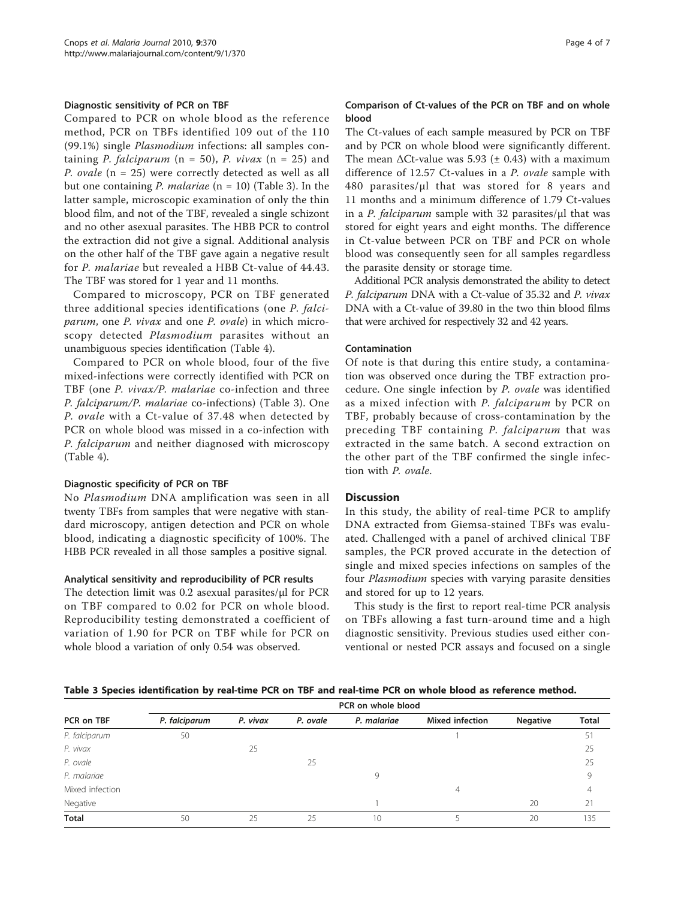### Diagnostic sensitivity of PCR on TBF

Compared to PCR on whole blood as the reference method, PCR on TBFs identified 109 out of the 110 (99.1%) single *Plasmodium* infections: all samples containing *P. falciparum* (n = 50), *P. vivax* (n = 25) and *P. ovale* (n = 25) were correctly detected as well as all but one containing *P. malariae* (n = 10) (Table 3). In the latter sample, microscopic examination of only the thin blood film, and not of the TBF, revealed a single schizont and no other asexual parasites. The HBB PCR to control the extraction did not give a signal. Additional analysis on the other half of the TBF gave again a negative result for *P. malariae* but revealed a HBB Ct-value of 44.43. The TBF was stored for 1 year and 11 months.

Compared to microscopy, PCR on TBF generated three additional species identifications (one *P. falciparum*, one *P. vivax* and one *P. ovale*) in which microscopy detected *Plasmodium* parasites without an unambiguous species identification (Table 4).

Compared to PCR on whole blood, four of the five mixed-infections were correctly identified with PCR on TBF (one *P. vivax/P. malariae* co-infection and three *P. falciparum/P. malariae* co-infections) (Table 3). One *P. ovale* with a Ct-value of 37.48 when detected by PCR on whole blood was missed in a co-infection with *P. falciparum* and neither diagnosed with microscopy (Table 4).

### Diagnostic specificity of PCR on TBF

No *Plasmodium* DNA amplification was seen in all twenty TBFs from samples that were negative with standard microscopy, antigen detection and PCR on whole blood, indicating a diagnostic specificity of 100%. The HBB PCR revealed in all those samples a positive signal.

### Analytical sensitivity and reproducibility of PCR results

The detection limit was 0.2 asexual parasites/µl for PCR on TBF compared to 0.02 for PCR on whole blood. Reproducibility testing demonstrated a coefficient of variation of 1.90 for PCR on TBF while for PCR on whole blood a variation of only 0.54 was observed.

### Comparison of Ct-values of the PCR on TBF and on whole blood

The Ct-values of each sample measured by PCR on TBF and by PCR on whole blood were significantly different. The mean $\Delta$Ct-value was 5.93 ($\pm$ 0.43) with a maximum difference of 12.57 Ct-values in a *P. ovale* sample with 480 parasites/µl that was stored for 8 years and 11 months and a minimum difference of 1.79 Ct-values in a *P. falciparum* sample with 32 parasites/µl that was stored for eight years and eight months. The difference in Ct-value between PCR on TBF and PCR on whole blood was consequently seen for all samples regardless the parasite density or storage time.

Additional PCR analysis demonstrated the ability to detect *P. falciparum* DNA with a Ct-value of 35.32 and *P. vivax* DNA with a Ct-value of 39.80 in the two thin blood films that were archived for respectively 32 and 42 years.

### Contamination

Of note is that during this entire study, a contamination was observed once during the TBF extraction procedure. One single infection by *P. ovale* was identified as a mixed infection with *P. falciparum* by PCR on TBF, probably because of cross-contamination by the preceding TBF containing *P. falciparum* that was extracted in the same batch. A second extraction on the other part of the TBF confirmed the single infection with *P. ovale*.

## Discussion

In this study, the ability of real-time PCR to amplify DNA extracted from Giemsa-stained TBFs was evaluated. Challenged with a panel of archived clinical TBF samples, the PCR proved accurate in the detection of single and mixed species infections on samples of the four *Plasmodium* species with varying parasite densities and stored for up to 12 years.

This study is the first to report real-time PCR analysis on TBFs allowing a fast turn-around time and a high diagnostic sensitivity. Previous studies used either conventional or nested PCR assays and focused on a single

**Table 3 Species identification by real-time PCR on TBF and real-time PCR on whole blood as reference method.**

| PCR on TBF | PCR on whole blood | | | | | | |
|---|---|---|---|---|---|---|---|
| | *P. falciparum* | *P. vivax* | *P. ovale* | *P. malariae* | Mixed infection | Negative | Total |
| *P. falciparum* | 50 | | | | 1 | | 51 |
| *P. vivax* | | 25 | | | | | 25 |
| *P. ovale* | | | 25 | | | | 25 |
| *P. malariae* | | | | 9 | | | 9 |
| Mixed infection | | | | | 4 | | 4 |
| Negative | | | | 1 | | 20 | 21 |
| **Total** | 50 | 25 | 25 | 10 | 5 | 20 | 135 |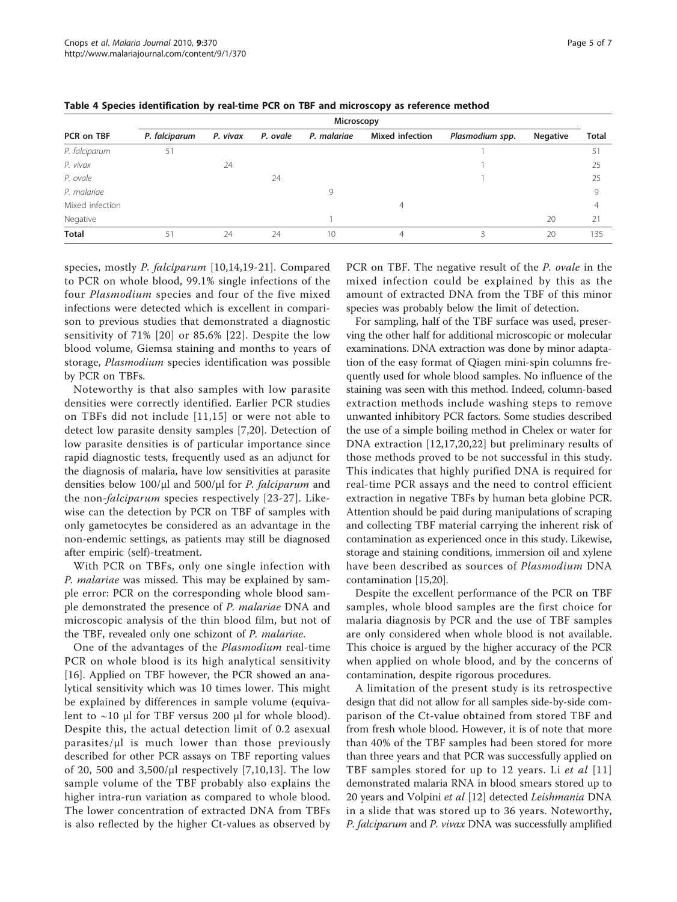**Table 4 Species identification by real-time PCR on TBF and microscopy as reference method**

| PCR on TBF | Microscopy | | | | | | | Total |
|---|---|---|---|---|---|---|---|---|
| | *P. falciparum* | *P. vivax* | *P. ovale* | *P. malariae* | Mixed infection | *Plasmodium spp.* | Negative | |
| *P. falciparum* | 51 | | | | | 1 | | 51 |
| *P. vivax* | | 24 | | | | 1 | | 25 |
| *P. ovale* | | | 24 | | | 1 | | 25 |
| *P. malariae* | | | | 9 | | | | 9 |
| Mixed infection | | | | | 4 | | | 4 |
| Negative | | | | 1 | | | 20 | 21 |
| **Total** | 51 | 24 | 24 | 10 | 4 | 3 | 20 | 135 |

species, mostly *P. falciparum* [10,14,19-21]. Compared to PCR on whole blood, 99.1% single infections of the four *Plasmodium* species and four of the five mixed infections were detected which is excellent in comparison to previous studies that demonstrated a diagnostic sensitivity of 71% [20] or 85.6% [22]. Despite the low blood volume, Giemsa staining and months to years of storage, *Plasmodium* species identification was possible by PCR on TBFs.

Noteworthy is that also samples with low parasite densities were correctly identified. Earlier PCR studies on TBFs did not include [11,15] or were not able to detect low parasite density samples [7,20]. Detection of low parasite densities is of particular importance since rapid diagnostic tests, frequently used as an adjunct for the diagnosis of malaria, have low sensitivities at parasite densities below 100/μl and 500/μl for *P. falciparum* and the non-*falciparum* species respectively [23-27]. Likewise can the detection by PCR on TBF of samples with only gametocytes be considered as an advantage in the non-endemic settings, as patients may still be diagnosed after empiric (self)-treatment.

With PCR on TBFs, only one single infection with *P. malariae* was missed. This may be explained by sample error: PCR on the corresponding whole blood sample demonstrated the presence of *P. malariae* DNA and microscopic analysis of the thin blood film, but not of the TBF, revealed only one schizont of *P. malariae*.

One of the advantages of the *Plasmodium* real-time PCR on whole blood is its high analytical sensitivity [16]. Applied on TBF however, the PCR showed an analytical sensitivity which was 10 times lower. This might be explained by differences in sample volume (equivalent to ~10 μl for TBF versus 200 μl for whole blood). Despite this, the actual detection limit of 0.2 asexual parasites/μl is much lower than those previously described for other PCR assays on TBF reporting values of 20, 500 and 3,500/μl respectively [7,10,13]. The low sample volume of the TBF probably also explains the higher intra-run variation as compared to whole blood. The lower concentration of extracted DNA from TBFs is also reflected by the higher Ct-values as observed by PCR on TBF. The negative result of the *P. ovale* in the mixed infection could be explained by this as the amount of extracted DNA from the TBF of this minor species was probably below the limit of detection.

For sampling, half of the TBF surface was used, preserving the other half for additional microscopic or molecular examinations. DNA extraction was done by minor adaptation of the easy format of Qiagen mini-spin columns frequently used for whole blood samples. No influence of the staining was seen with this method. Indeed, column-based extraction methods include washing steps to remove unwanted inhibitory PCR factors. Some studies described the use of a simple boiling method in Chelex or water for DNA extraction [12,17,20,22] but preliminary results of those methods proved to be not successful in this study. This indicates that highly purified DNA is required for real-time PCR assays and the need to control efficient extraction in negative TBFs by human beta globine PCR. Attention should be paid during manipulations of scraping and collecting TBF material carrying the inherent risk of contamination as experienced once in this study. Likewise, storage and staining conditions, immersion oil and xylene have been described as sources of *Plasmodium* DNA contamination [15,20].

Despite the excellent performance of the PCR on TBF samples, whole blood samples are the first choice for malaria diagnosis by PCR and the use of TBF samples are only considered when whole blood is not available. This choice is argued by the higher accuracy of the PCR when applied on whole blood, and by the concerns of contamination, despite rigorous procedures.

A limitation of the present study is its retrospective design that did not allow for all samples side-by-side comparison of the Ct-value obtained from stored TBF and from fresh whole blood. However, it is of note that more than 40% of the TBF samples had been stored for more than three years and that PCR was successfully applied on TBF samples stored for up to 12 years. Li *et al* [11] demonstrated malaria RNA in blood smears stored up to 20 years and Volpini *et al* [12] detected *Leishmania* DNA in a slide that was stored up to 36 years. Noteworthy, *P. falciparum* and *P. vivax* DNA was successfully amplified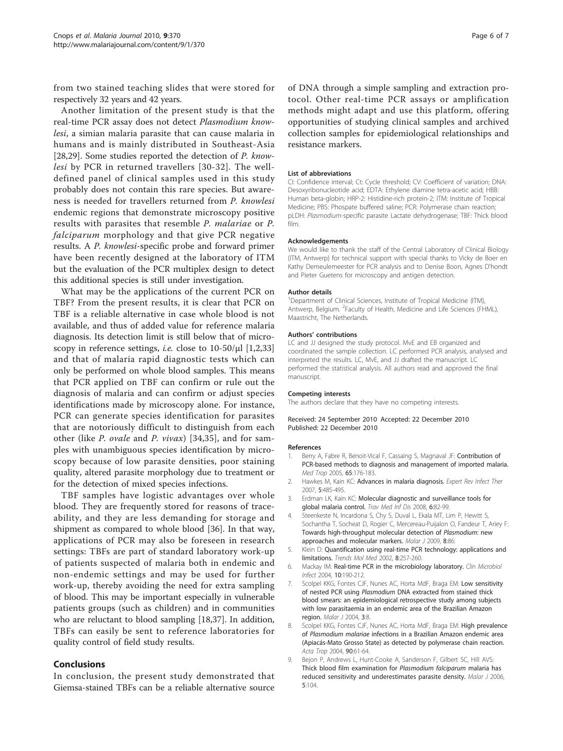from two stained teaching slides that were stored for respectively 32 years and 42 years.

Another limitation of the present study is that the real-time PCR assay does not detect *Plasmodium knowlesi*, a simian malaria parasite that can cause malaria in humans and is mainly distributed in Southeast-Asia [28,29]. Some studies reported the detection of *P. knowlesi* by PCR in returned travellers [30-32]. The well-defined panel of clinical samples used in this study probably does not contain this rare species. But awareness is needed for travellers returned from *P. knowlesi* endemic regions that demonstrate microscopy positive results with parasites that resemble *P. malariae* or *P. falciparum* morphology and that give PCR negative results. A *P. knowlesi*-specific probe and forward primer have been recently designed at the laboratory of ITM but the evaluation of the PCR multiplex design to detect this additional species is still under investigation.

What may be the applications of the current PCR on TBF? From the present results, it is clear that PCR on TBF is a reliable alternative in case whole blood is not available, and thus of added value for reference malaria diagnosis. Its detection limit is still below that of microscopy in reference settings, *i.e.* close to 10-50/µl [1,2,33] and that of malaria rapid diagnostic tests which can only be performed on whole blood samples. This means that PCR applied on TBF can confirm or rule out the diagnosis of malaria and can confirm or adjust species identifications made by microscopy alone. For instance, PCR can generate species identification for parasites that are notoriously difficult to distinguish from each other (like *P. ovale* and *P. vivax*) [34,35], and for samples with unambiguous species identification by microscopy because of low parasite densities, poor staining quality, altered parasite morphology due to treatment or for the detection of mixed species infections.

TBF samples have logistic advantages over whole blood. They are frequently stored for reasons of traceability, and they are less demanding for storage and shipment as compared to whole blood [36]. In that way, applications of PCR may also be foreseen in research settings: TBFs are part of standard laboratory work-up of patients suspected of malaria both in endemic and non-endemic settings and may be used for further work-up, thereby avoiding the need for extra sampling of blood. This may be important especially in vulnerable patients groups (such as children) and in communities who are reluctant to blood sampling [18,37]. In addition, TBFs can easily be sent to reference laboratories for quality control of field study results.

## Conclusions

In conclusion, the present study demonstrated that Giemsa-stained TBFs can be a reliable alternative source of DNA through a simple sampling and extraction protocol. Other real-time PCR assays or amplification methods might adapt and use this platform, offering opportunities of studying clinical samples and archived collection samples for epidemiological relationships and resistance markers.

#### List of abbreviations

CI: Confidence interval; Ct: Cycle threshold; CV: Coefficient of variation; DNA: Desoxyribonucleotide acid; EDTA: Ethylene diamine tetra-acetic acid; HBB: Human beta-globin; HRP-2: Histidine-rich protein-2; ITM: Institute of Tropical Medicine; PBS: Phospate buffered saline; PCR: Polymerase chain reaction; pLDH: *Plasmodium*-specific parasite Lactate dehydrogenase; TBF: Thick blood film.

#### Acknowledgements

We would like to thank the staff of the Central Laboratory of Clinical Biology (ITM, Antwerp) for technical support with special thanks to Vicky de Boer en Kathy Demeulemeester for PCR analysis and to Denise Boon, Agnes D'hondt and Pieter Guetens for microscopy and antigen detection.

#### Author details

[1]Department of Clinical Sciences, Institute of Tropical Medicine (ITM), Antwerp, Belgium. [2]Faculty of Health, Medicine and Life Sciences (FHML), Maastricht, The Netherlands.

#### Authors' contributions

LC and JJ designed the study protocol. MvE and EB organized and coordinated the sample collection. LC performed PCR analysis, analysed and interpreted the results. LC, MvE, and JJ drafted the manuscript. LC performed the statistical analysis. All authors read and approved the final manuscript.

#### Competing interests

The authors declare that they have no competing interests.

Received: 24 September 2010 Accepted: 22 December 2010
Published: 22 December 2010

#### References

1. Berry A, Fabre R, Benoit-Vical F, Cassaing S, Magnaval JF: **Contribution of PCR-based methods to diagnosis and management of imported malaria.** *Med Trop* 2005, **65**:176-183.
2. Hawkes M, Kain KC: **Advances in malaria diagnosis.** *Expert Rev Infect Ther* 2007, **5**:485-495.
3. Erdman LK, Kain KC: **Molecular diagnostic and surveillance tools for global malaria control.** *Trav Med Inf Dis* 2008, **6**:82-99.
4. Steenkeste N, Incardona S, Chy S, Duval L, Ekala MT, Lim P, Hewitt S, Sochantha T, Socheat D, Rogier C, Mercereau-Puijalon O, Fandeur T, Ariey F: **Towards high-throughput molecular detection of *Plasmodium*: new approaches and molecular markers.** *Malar J* 2009, **8**:86.
5. Klein D: **Quantification using real-time PCR technology: applications and limitations.** *Trends Mol Med* 2002, **8**:257-260.
6. Mackay IM: **Real-time PCR in the microbiology laboratory.** *Clin Microbiol Infect* 2004, **10**:190-212.
7. Scolpel KKG, Fontes CJF, Nunes AC, Horta MdF, Braga EM: **Low sensitivity of nested PCR using *Plasmodium* DNA extracted from stained thick blood smears: an epidemiological retrospective study among subjects with low parasitaemia in an endemic area of the Brazilian Amazon region.** *Malar J* 2004, **3**:8.
8. Scolpel KKG, Fontes CJF, Nunes AC, Horta MdF, Braga EM: **High prevalence of *Plasmodium malariae* infections in a Brazilian Amazon endemic area (Apiacás-Mato Grosso State) as detected by polymerase chain reaction.** *Acta Trop* 2004, **90**:61-64.
9. Bejon P, Andrews L, Hunt-Cooke A, Sanderson F, Gilbert SC, Hill AVS: **Thick blood film examination for *Plasmodium falciparum* malaria has reduced sensitivity and underestimates parasite density.** *Malar J* 2006, **5**:104.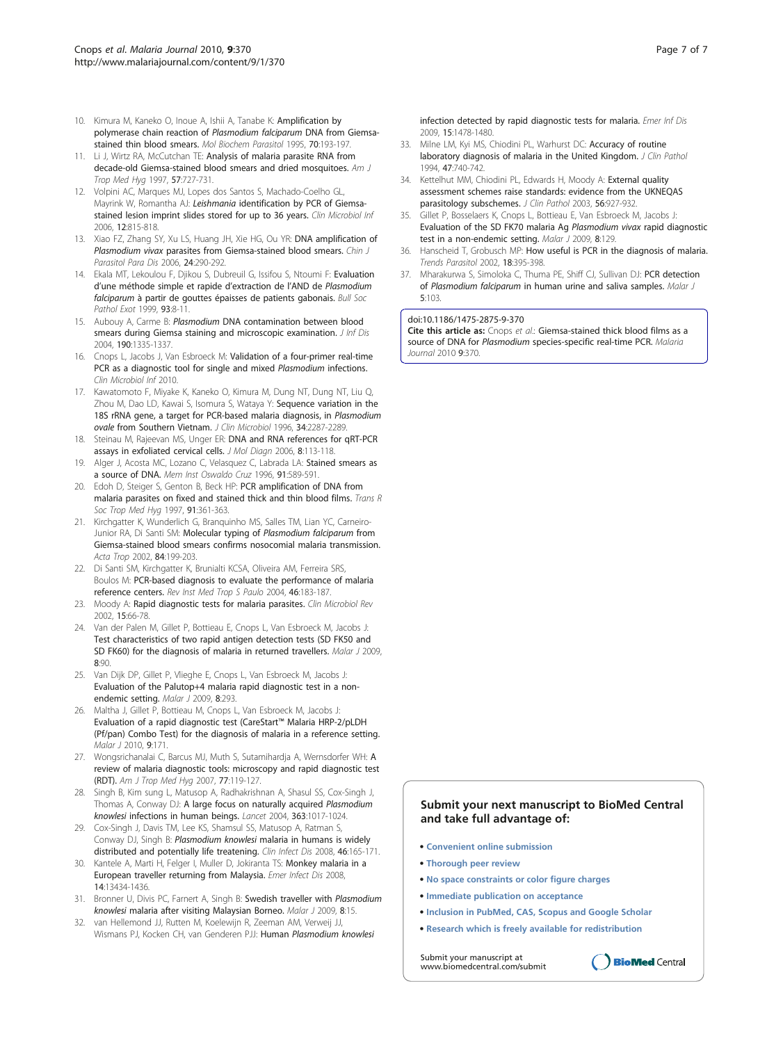10. Kimura M, Kaneko O, Inoue A, Ishii A, Tanabe K: **Amplification by polymerase chain reaction of *Plasmodium falciparum* DNA from Giemsa-stained thin blood smears.** *Mol Biochem Parasitol* 1995, **70**:193-197.
11. Li J, Wirtz RA, McCutchan TE: **Analysis of malaria parasite RNA from decade-old Giemsa-stained blood smears and dried mosquitoes.** *Am J Trop Med Hyg* 1997, **57**:727-731.
12. Volpini AC, Marques MJ, Lopes dos Santos S, Machado-Coelho GL, Mayrink W, Romantha AJ: ***Leishmania* identification by PCR of Giemsa-stained lesion imprint slides stored for up to 36 years.** *Clin Microbiol Inf* 2006, **12**:815-818.
13. Xiao FZ, Zhang SY, Xu LS, Huang JH, Xie HG, Ou YR: **DNA amplification of *Plasmodium vivax* parasites from Giemsa-stained blood smears.** *Chin J Parasitol Para Dis* 2006, **24**:290-292.
14. Ekala MT, Lekoulou F, Djikou S, Dubreuil G, Issifou S, Ntoumi F: **Evaluation d'une méthode simple et rapide d'extraction de l'AND de *Plasmodium falciparum* à partir de gouttes épaisses de patients gabonais.** *Bull Soc Pathol Exot* 1999, **93**:8-11.
15. Aubouy A, Carme B: ***Plasmodium* DNA contamination between blood smears during Giemsa staining and microscopic examination.** *J Inf Dis* 2004, **190**:1335-1337.
16. Cnops L, Jacobs J, Van Esbroeck M: **Validation of a four-primer real-time PCR as a diagnostic tool for single and mixed *Plasmodium* infections.** *Clin Microbiol Inf* 2010.
17. Kawatomoto F, Miyake K, Kaneko O, Kimura M, Dung NT, Dung NT, Liu Q, Zhou M, Dao LD, Kawai S, Isomura S, Wataya Y: **Sequence variation in the 18S rRNA gene, a target for PCR-based malaria diagnosis, in *Plasmodium ovale* from Southern Vietnam.** *J Clin Microbiol* 1996, **34**:2287-2289.
18. Steinau M, Rajeevan MS, Unger ER: **DNA and RNA references for qRT-PCR assays in exfoliated cervical cells.** *J Mol Diagn* 2006, **8**:113-118.
19. Alger J, Acosta MC, Lozano C, Velasquez C, Labrada LA: **Stained smears as a source of DNA.** *Mem Inst Oswaldo Cruz* 1996, **91**:589-591.
20. Edoh D, Steiger S, Genton B, Beck HP: **PCR amplification of DNA from malaria parasites on fixed and stained thick and thin blood films.** *Trans R Soc Trop Med Hyg* 1997, **91**:361-363.
21. Kirchgatter K, Wunderlich G, Branquinho MS, Salles TM, Lian YC, Carneiro-Junior RA, Di Santi SM: **Molecular typing of *Plasmodium falciparum* from Giemsa-stained blood smears confirms nosocomial malaria transmission.** *Acta Trop* 2002, **84**:199-203.
22. Di Santi SM, Kirchgatter K, Brunialti KCSA, Oliveira AM, Ferreira SRS, Boulos M: **PCR-based diagnosis to evaluate the performance of malaria reference centers.** *Rev Inst Med Trop S Paulo* 2004, **46**:183-187.
23. Moody A: **Rapid diagnostic tests for malaria parasites.** *Clin Microbiol Rev* 2002, **15**:66-78.
24. Van der Palen M, Gillet P, Bottieau E, Cnops L, Van Esbroeck M, Jacobs J: **Test characteristics of two rapid antigen detection tests (SD FK50 and SD FK60) for the diagnosis of malaria in returned travellers.** *Malar J* 2009, **8**:90.
25. Van Dijk DP, Gillet P, Vlieghe E, Cnops L, Van Esbroeck M, Jacobs J: **Evaluation of the Palutop+4 malaria rapid diagnostic test in a non-endemic setting.** *Malar J* 2009, **8**:293.
26. Maltha J, Gillet P, Bottieau M, Cnops L, Van Esbroeck M, Jacobs J: **Evaluation of a rapid diagnostic test (CareStart™ Malaria HRP-2/pLDH (Pf/pan) Combo Test) for the diagnosis of malaria in a reference setting.** *Malar J* 2010, **9**:171.
27. Wongsrichanalai C, Barcus MJ, Muth S, Sutamihardja A, Wernsdorfer WH: **A review of malaria diagnostic tools: microscopy and rapid diagnostic test (RDT).** *Am J Trop Med Hyg* 2007, **77**:119-127.
28. Singh B, Kim sung L, Matusop A, Radhakrishnan A, Shasul SS, Cox-Singh J, Thomas A, Conway DJ: **A large focus on naturally acquired *Plasmodium knowlesi* infections in human beings.** *Lancet* 2004, **363**:1017-1024.
29. Cox-Singh J, Davis TM, Lee KS, Shamsul SS, Matusop A, Ratman S, Conway DJ, Singh B: ***Plasmodium knowlesi* malaria in humans is widely distributed and potentially life treatening.** *Clin Infect Dis* 2008, **46**:165-171.
30. Kantele A, Marti H, Felger I, Muller D, Jokiranta TS: **Monkey malaria in a European traveller returning from Malaysia.** *Emer Infect Dis* 2008, **14**:13434-1436.
31. Bronner U, Divis PC, Farnert A, Singh B: **Swedish traveller with *Plasmodium knowlesi* malaria after visiting Malaysian Borneo.** *Malar J* 2009, **8**:15.
32. van Hellemond JJ, Rutten M, Koelewijn R, Zeeman AM, Verweij JJ, Wismans PJ, Kocken CH, van Genderen PJJ: **Human *Plasmodium knowlesi* infection detected by rapid diagnostic tests for malaria.** *Emer Inf Dis* 2009, **15**:1478-1480.
33. Milne LM, Kyi MS, Chiodini PL, Warhurst DC: **Accuracy of routine laboratory diagnosis of malaria in the United Kingdom.** *J Clin Pathol* 1994, **47**:740-742.
34. Kettelhut MM, Chiodini PL, Edwards H, Moody A: **External quality assessment schemes raise standards: evidence from the UKNEQAS parasitology subschemes.** *J Clin Pathol* 2003, **56**:927-932.
35. Gillet P, Bosselaers K, Cnops L, Bottieau E, Van Esbroeck M, Jacobs J: **Evaluation of the SD FK70 malaria Ag *Plasmodium vivax* rapid diagnostic test in a non-endemic setting.** *Malar J* 2009, **8**:129.
36. Hanscheid T, Grobusch MP: **How useful is PCR in the diagnosis of malaria.** *Trends Parasitol* 2002, **18**:395-398.
37. Mharakurwa S, Simoloka C, Thuma PE, Shiff CJ, Sullivan DJ: **PCR detection of *Plasmodium falciparum* in human urine and saliva samples.** *Malar J* 5:103.

doi:10.1186/1475-2875-9-370

**Cite this article as:** Cnops *et al.*: Giemsa-stained thick blood films as a source of DNA for *Plasmodium* species-specific real-time PCR. *Malaria Journal* 2010 **9**:370.

**Submit your next manuscript to BioMed Central and take full advantage of:**

- **Convenient online submission**
- **Thorough peer review**
- **No space constraints or color figure charges**
- **Immediate publication on acceptance**
- **Inclusion in PubMed, CAS, Scopus and Google Scholar**
- **Research which is freely available for redistribution**

Submit your manuscript at
www.biomedcentral.com/submit

BioMed Central